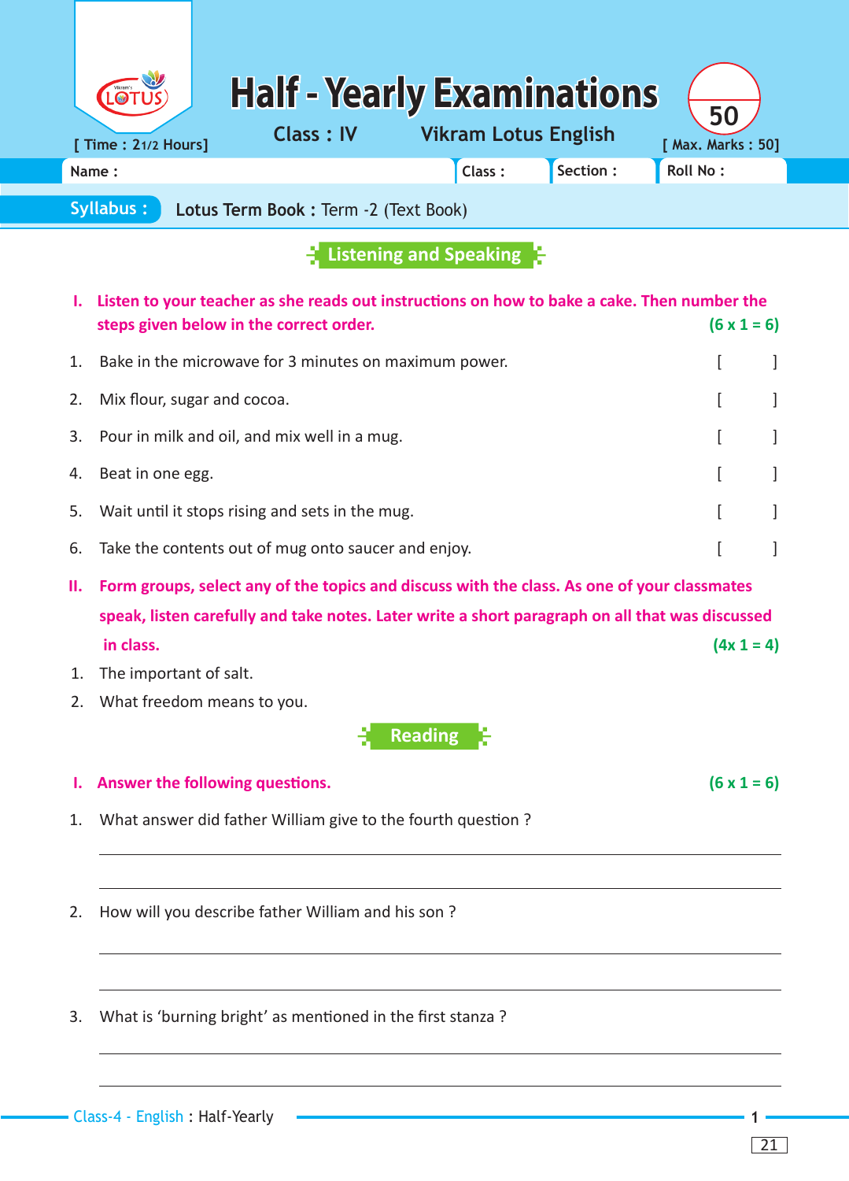# Half - Yearly Examinations

**Class : IV** | **Vikram Lotus English**

[ Time : 2 1/2 Hours ] | [ Max. Marks : 50]

Name : | Class : | Section : | Roll No :

**Syllabus :** **Lotus Term Book :** Term -2 (Text Book)

## Listening and Speaking

**I. Listen to your teacher as she reads out instructions on how to bake a cake. Then number the steps given below in the correct order.** **(6 x 1 = 6)**

1. Bake in the microwave for 3 minutes on maximum power. [ ]
2. Mix flour, sugar and cocoa. [ ]
3. Pour in milk and oil, and mix well in a mug. [ ]
4. Beat in one egg. [ ]
5. Wait until it stops rising and sets in the mug. [ ]
6. Take the contents out of mug onto saucer and enjoy. [ ]

**II. Form groups, select any of the topics and discuss with the class. As one of your classmates speak, listen carefully and take notes. Later write a short paragraph on all that was discussed in class.** **(4x 1 = 4)**

1. The important of salt.
2. What freedom means to you.

## Reading

**I. Answer the following questions.** **(6 x 1 = 6)**

1. What answer did father William give to the fourth question ?

_______________________________________________

_______________________________________________

2. How will you describe father William and his son ?

_______________________________________________

_______________________________________________

3. What is 'burning bright' as mentioned in the first stanza ?

_______________________________________________

_______________________________________________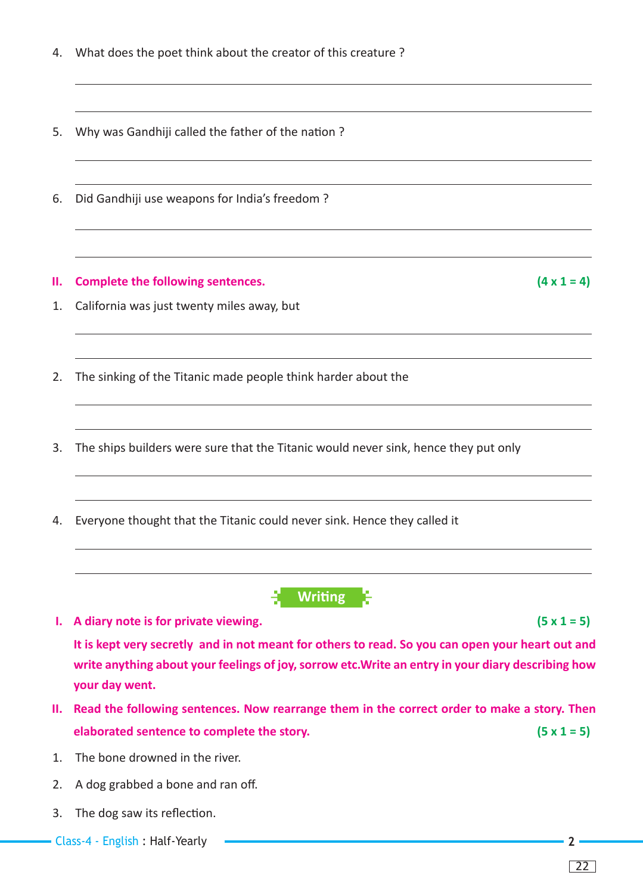4. What does the poet think about the creator of this creature ?

5. Why was Gandhiji called the father of the nation ?

6. Did Gandhiji use weapons for India's freedom ?

**II. Complete the following sentences.** **(4 x 1 = 4)**

1. California was just twenty miles away, but

2. The sinking of the Titanic made people think harder about the

3. The ships builders were sure that the Titanic would never sink, hence they put only

4. Everyone thought that the Titanic could never sink. Hence they called it

## Writing

**I. A diary note is for private viewing.** **(5 x 1 = 5)**

**It is kept very secretly and in not meant for others to read. So you can open your heart out and write anything about your feelings of joy, sorrow etc.Write an entry in your diary describing how your day went.**

**II. Read the following sentences. Now rearrange them in the correct order to make a story. Then elaborated sentence to complete the story.** **(5 x 1 = 5)**

1. The bone drowned in the river.
2. A dog grabbed a bone and ran off.
3. The dog saw its reflection.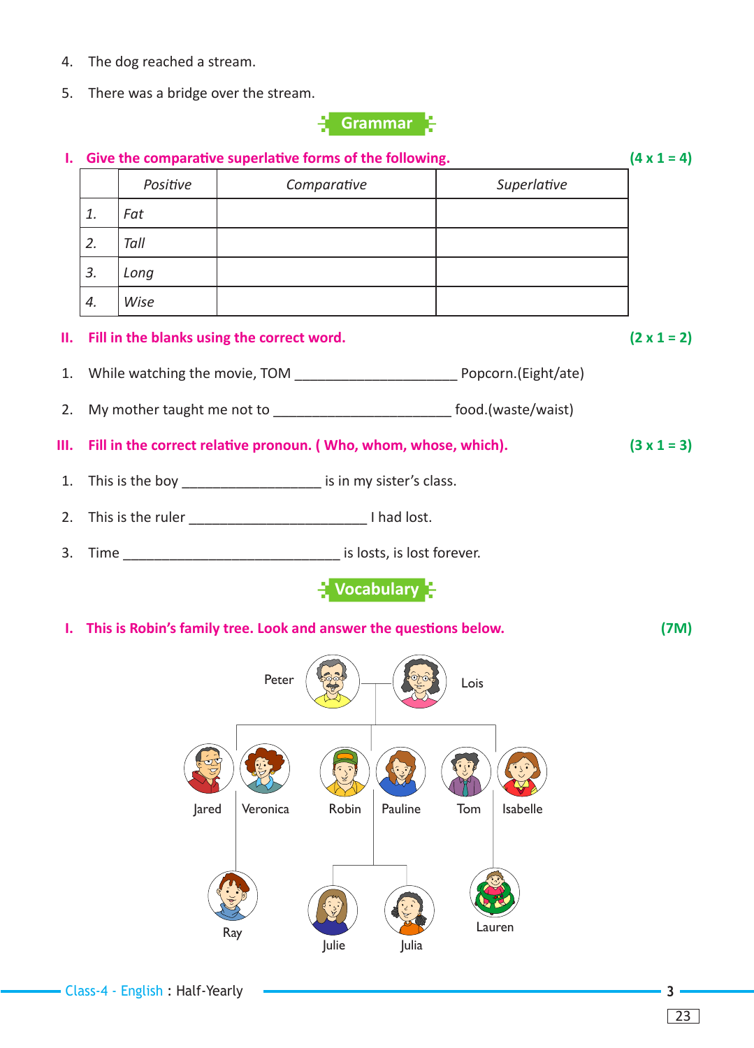4. The dog reached a stream.
5. There was a bridge over the stream.

## Grammar

**I. Give the comparative superlative forms of the following.** **(4 x 1 = 4)**

| | Positive | Comparative | Superlative |
|---|---|---|---|
| 1. | Fat | | |
| 2. | Tall | | |
| 3. | Long | | |
| 4. | Wise | | |

**II. Fill in the blanks using the correct word.** **(2 x 1 = 2)**

1. While watching the movie, TOM _____________________ Popcorn.(Eight/ate)
2. My mother taught me not to _______________________ food.(waste/waist)

**III. Fill in the correct relative pronoun. ( Who, whom, whose, which).** **(3 x 1 = 3)**

1. This is the boy __________________ is in my sister's class.
2. This is the ruler _______________________ I had lost.
3. Time ____________________________ is losts, is lost forever.

## Vocabulary

**I. This is Robin's family tree. Look and answer the questions below.** **(7M)**

Peter — Lois

Jared — Veronica; Robin — Pauline; Tom — Isabelle

Ray; Julie; Julia; Lauren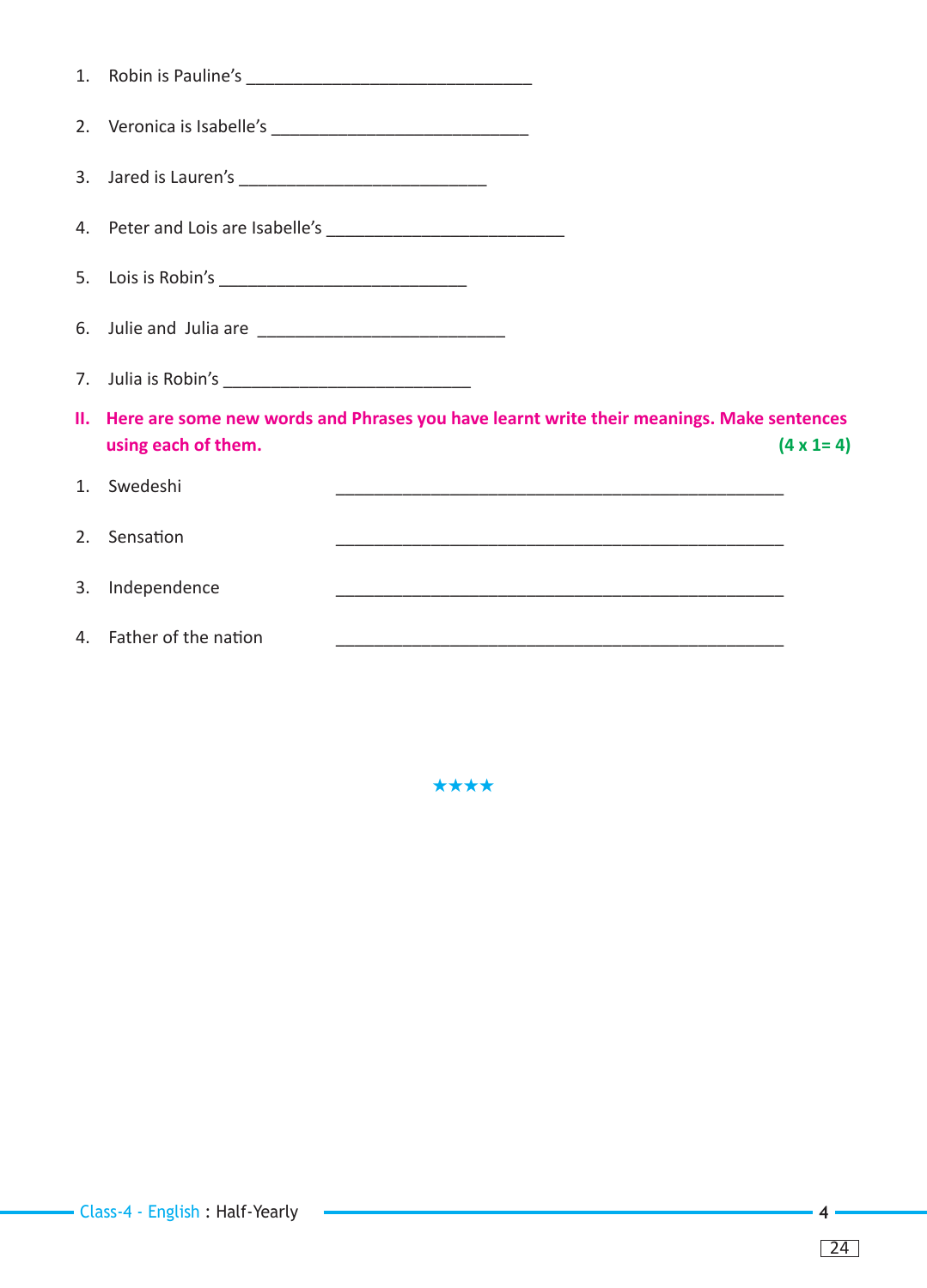1. Robin is Pauline's ______________________________

2. Veronica is Isabelle's ___________________________

3. Jared is Lauren's __________________________

4. Peter and Lois are Isabelle's _________________________

5. Lois is Robin's __________________________

6. Julie and Julia are __________________________

7. Julia is Robin's __________________________

**II. Here are some new words and Phrases you have learnt write their meanings. Make sentences using each of them.** **(4 x 1= 4)**

1. Swedeshi ________________________________________________

2. Sensation ________________________________________________

3. Independence ________________________________________________

4. Father of the nation ________________________________________________

★★★★